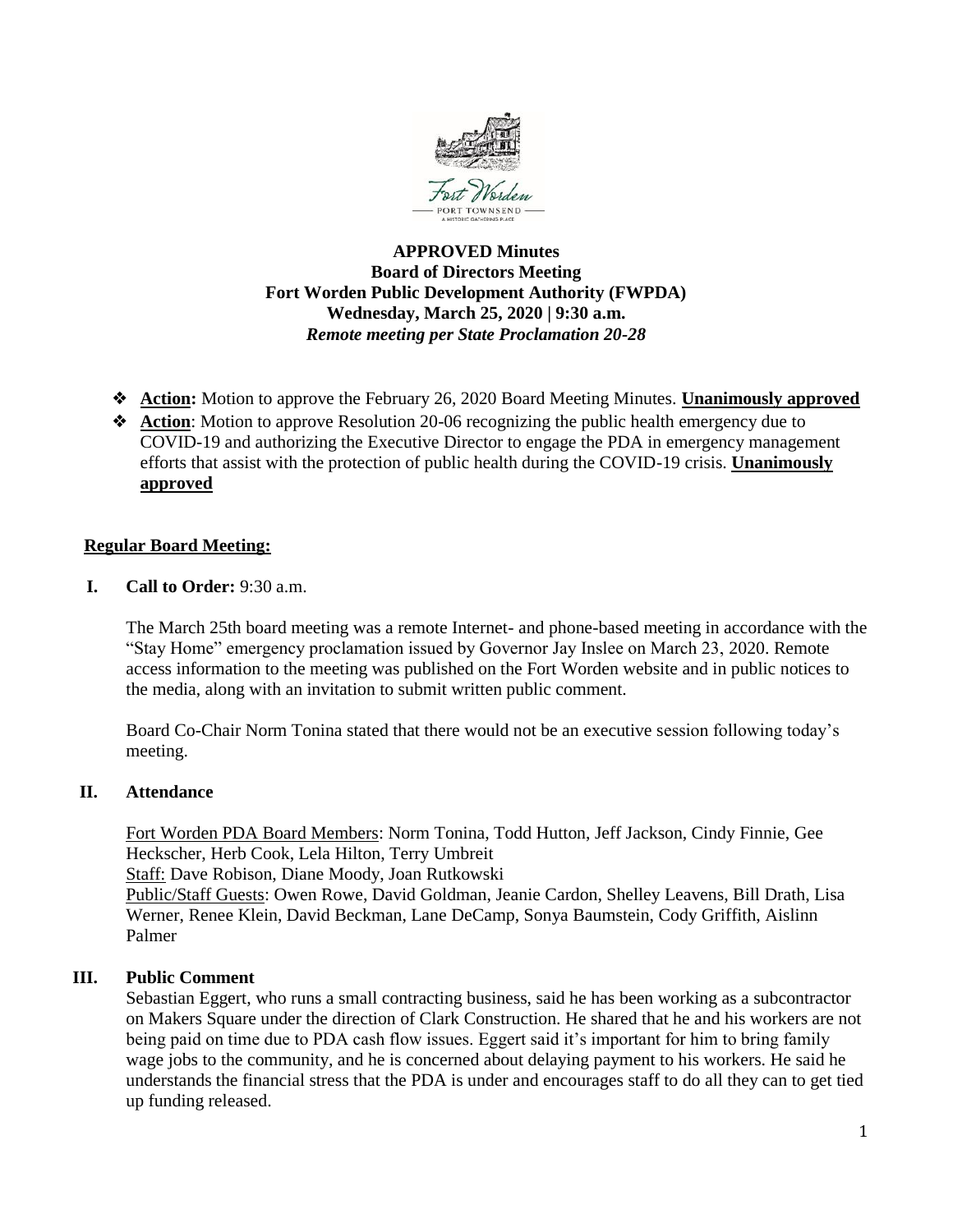**APPROVED Minutes**
**Board of Directors Meeting**
**Fort Worden Public Development Authority (FWPDA)**
**Wednesday, March 25, 2020 | 9:30 a.m.**
***Remote meeting per State Proclamation 20-28***

- **Action:** Motion to approve the February 26, 2020 Board Meeting Minutes. **Unanimously approved**
- **Action**: Motion to approve Resolution 20-06 recognizing the public health emergency due to COVID-19 and authorizing the Executive Director to engage the PDA in emergency management efforts that assist with the protection of public health during the COVID-19 crisis. **Unanimously approved**

## Regular Board Meeting:

**I. Call to Order:** 9:30 a.m.

The March 25th board meeting was a remote Internet- and phone-based meeting in accordance with the "Stay Home" emergency proclamation issued by Governor Jay Inslee on March 23, 2020. Remote access information to the meeting was published on the Fort Worden website and in public notices to the media, along with an invitation to submit written public comment.

Board Co-Chair Norm Tonina stated that there would not be an executive session following today's meeting.

**II. Attendance**

Fort Worden PDA Board Members: Norm Tonina, Todd Hutton, Jeff Jackson, Cindy Finnie, Gee Heckscher, Herb Cook, Lela Hilton, Terry Umbreit
Staff: Dave Robison, Diane Moody, Joan Rutkowski
Public/Staff Guests: Owen Rowe, David Goldman, Jeanie Cardon, Shelley Leavens, Bill Drath, Lisa Werner, Renee Klein, David Beckman, Lane DeCamp, Sonya Baumstein, Cody Griffith, Aislinn Palmer

**III. Public Comment**

Sebastian Eggert, who runs a small contracting business, said he has been working as a subcontractor on Makers Square under the direction of Clark Construction. He shared that he and his workers are not being paid on time due to PDA cash flow issues. Eggert said it's important for him to bring family wage jobs to the community, and he is concerned about delaying payment to his workers. He said he understands the financial stress that the PDA is under and encourages staff to do all they can to get tied up funding released.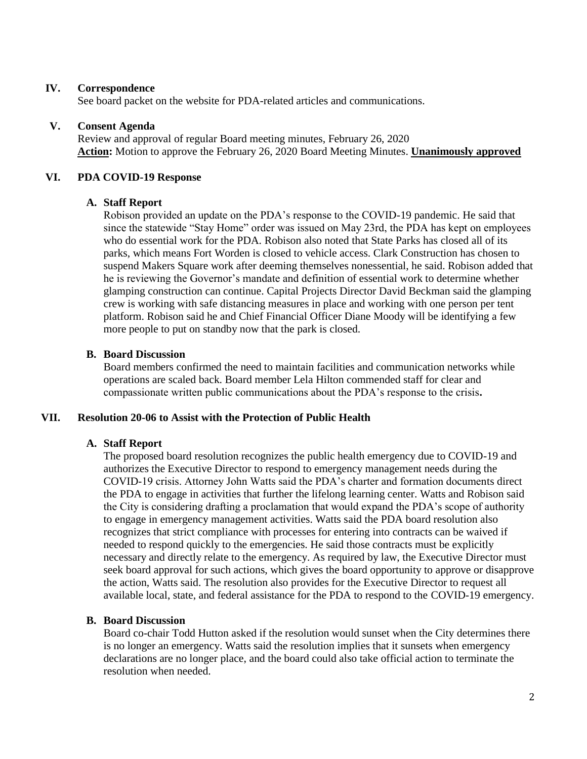## IV. Correspondence

See board packet on the website for PDA-related articles and communications.

## V. Consent Agenda

Review and approval of regular Board meeting minutes, February 26, 2020

**Action:** Motion to approve the February 26, 2020 Board Meeting Minutes. **Unanimously approved**

## VI. PDA COVID-19 Response

### A. Staff Report

Robison provided an update on the PDA's response to the COVID-19 pandemic. He said that since the statewide "Stay Home" order was issued on May 23rd, the PDA has kept on employees who do essential work for the PDA. Robison also noted that State Parks has closed all of its parks, which means Fort Worden is closed to vehicle access. Clark Construction has chosen to suspend Makers Square work after deeming themselves nonessential, he said. Robison added that he is reviewing the Governor's mandate and definition of essential work to determine whether glamping construction can continue. Capital Projects Director David Beckman said the glamping crew is working with safe distancing measures in place and working with one person per tent platform. Robison said he and Chief Financial Officer Diane Moody will be identifying a few more people to put on standby now that the park is closed.

### B. Board Discussion

Board members confirmed the need to maintain facilities and communication networks while operations are scaled back. Board member Lela Hilton commended staff for clear and compassionate written public communications about the PDA's response to the crisis**.**

## VII. Resolution 20-06 to Assist with the Protection of Public Health

### A. Staff Report

The proposed board resolution recognizes the public health emergency due to COVID-19 and authorizes the Executive Director to respond to emergency management needs during the COVID-19 crisis. Attorney John Watts said the PDA's charter and formation documents direct the PDA to engage in activities that further the lifelong learning center. Watts and Robison said the City is considering drafting a proclamation that would expand the PDA's scope of authority to engage in emergency management activities. Watts said the PDA board resolution also recognizes that strict compliance with processes for entering into contracts can be waived if needed to respond quickly to the emergencies. He said those contracts must be explicitly necessary and directly relate to the emergency. As required by law, the Executive Director must seek board approval for such actions, which gives the board opportunity to approve or disapprove the action, Watts said. The resolution also provides for the Executive Director to request all available local, state, and federal assistance for the PDA to respond to the COVID-19 emergency.

### B. Board Discussion

Board co-chair Todd Hutton asked if the resolution would sunset when the City determines there is no longer an emergency. Watts said the resolution implies that it sunsets when emergency declarations are no longer place, and the board could also take official action to terminate the resolution when needed.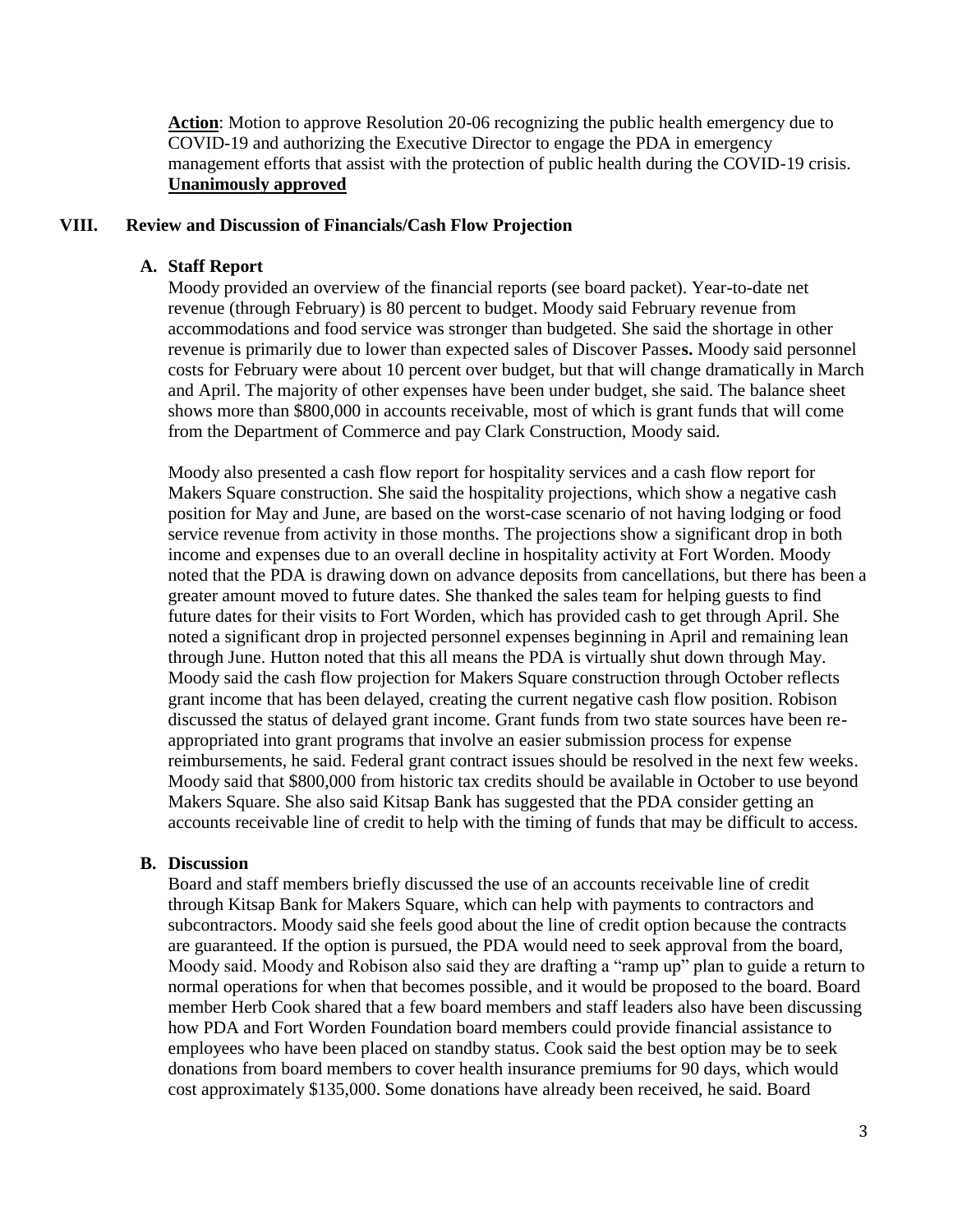**Action**: Motion to approve Resolution 20-06 recognizing the public health emergency due to COVID-19 and authorizing the Executive Director to engage the PDA in emergency management efforts that assist with the protection of public health during the COVID-19 crisis. **Unanimously approved**

## VIII. Review and Discussion of Financials/Cash Flow Projection

### A. Staff Report

Moody provided an overview of the financial reports (see board packet). Year-to-date net revenue (through February) is 80 percent to budget. Moody said February revenue from accommodations and food service was stronger than budgeted. She said the shortage in other revenue is primarily due to lower than expected sales of Discover Passes. Moody said personnel costs for February were about 10 percent over budget, but that will change dramatically in March and April. The majority of other expenses have been under budget, she said. The balance sheet shows more than $800,000 in accounts receivable, most of which is grant funds that will come from the Department of Commerce and pay Clark Construction, Moody said.

Moody also presented a cash flow report for hospitality services and a cash flow report for Makers Square construction. She said the hospitality projections, which show a negative cash position for May and June, are based on the worst-case scenario of not having lodging or food service revenue from activity in those months. The projections show a significant drop in both income and expenses due to an overall decline in hospitality activity at Fort Worden. Moody noted that the PDA is drawing down on advance deposits from cancellations, but there has been a greater amount moved to future dates. She thanked the sales team for helping guests to find future dates for their visits to Fort Worden, which has provided cash to get through April. She noted a significant drop in projected personnel expenses beginning in April and remaining lean through June. Hutton noted that this all means the PDA is virtually shut down through May. Moody said the cash flow projection for Makers Square construction through October reflects grant income that has been delayed, creating the current negative cash flow position. Robison discussed the status of delayed grant income. Grant funds from two state sources have been re-appropriated into grant programs that involve an easier submission process for expense reimbursements, he said. Federal grant contract issues should be resolved in the next few weeks. Moody said that $800,000 from historic tax credits should be available in October to use beyond Makers Square. She also said Kitsap Bank has suggested that the PDA consider getting an accounts receivable line of credit to help with the timing of funds that may be difficult to access.

### B. Discussion

Board and staff members briefly discussed the use of an accounts receivable line of credit through Kitsap Bank for Makers Square, which can help with payments to contractors and subcontractors. Moody said she feels good about the line of credit option because the contracts are guaranteed. If the option is pursued, the PDA would need to seek approval from the board, Moody said. Moody and Robison also said they are drafting a "ramp up" plan to guide a return to normal operations for when that becomes possible, and it would be proposed to the board. Board member Herb Cook shared that a few board members and staff leaders also have been discussing how PDA and Fort Worden Foundation board members could provide financial assistance to employees who have been placed on standby status. Cook said the best option may be to seek donations from board members to cover health insurance premiums for 90 days, which would cost approximately $135,000. Some donations have already been received, he said. Board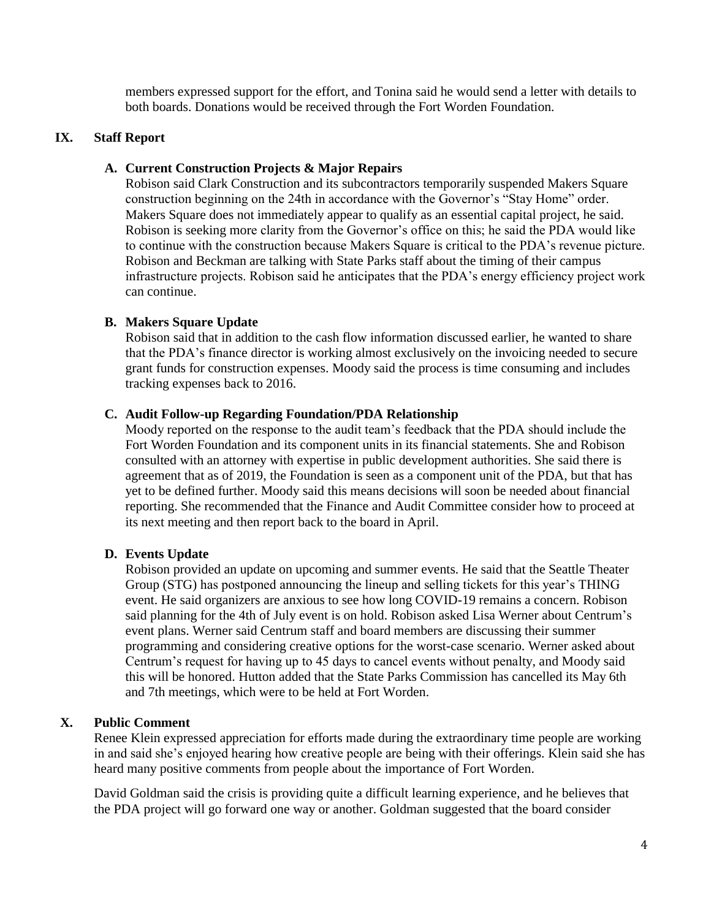members expressed support for the effort, and Tonina said he would send a letter with details to both boards. Donations would be received through the Fort Worden Foundation.

## IX. Staff Report

### A. Current Construction Projects & Major Repairs

Robison said Clark Construction and its subcontractors temporarily suspended Makers Square construction beginning on the 24th in accordance with the Governor's "Stay Home" order. Makers Square does not immediately appear to qualify as an essential capital project, he said. Robison is seeking more clarity from the Governor's office on this; he said the PDA would like to continue with the construction because Makers Square is critical to the PDA's revenue picture. Robison and Beckman are talking with State Parks staff about the timing of their campus infrastructure projects. Robison said he anticipates that the PDA's energy efficiency project work can continue.

### B. Makers Square Update

Robison said that in addition to the cash flow information discussed earlier, he wanted to share that the PDA's finance director is working almost exclusively on the invoicing needed to secure grant funds for construction expenses. Moody said the process is time consuming and includes tracking expenses back to 2016.

### C. Audit Follow-up Regarding Foundation/PDA Relationship

Moody reported on the response to the audit team's feedback that the PDA should include the Fort Worden Foundation and its component units in its financial statements. She and Robison consulted with an attorney with expertise in public development authorities. She said there is agreement that as of 2019, the Foundation is seen as a component unit of the PDA, but that has yet to be defined further. Moody said this means decisions will soon be needed about financial reporting. She recommended that the Finance and Audit Committee consider how to proceed at its next meeting and then report back to the board in April.

### D. Events Update

Robison provided an update on upcoming and summer events. He said that the Seattle Theater Group (STG) has postponed announcing the lineup and selling tickets for this year's THING event. He said organizers are anxious to see how long COVID-19 remains a concern. Robison said planning for the 4th of July event is on hold. Robison asked Lisa Werner about Centrum's event plans. Werner said Centrum staff and board members are discussing their summer programming and considering creative options for the worst-case scenario. Werner asked about Centrum's request for having up to 45 days to cancel events without penalty, and Moody said this will be honored. Hutton added that the State Parks Commission has cancelled its May 6th and 7th meetings, which were to be held at Fort Worden.

## X. Public Comment

Renee Klein expressed appreciation for efforts made during the extraordinary time people are working in and said she's enjoyed hearing how creative people are being with their offerings. Klein said she has heard many positive comments from people about the importance of Fort Worden.

David Goldman said the crisis is providing quite a difficult learning experience, and he believes that the PDA project will go forward one way or another. Goldman suggested that the board consider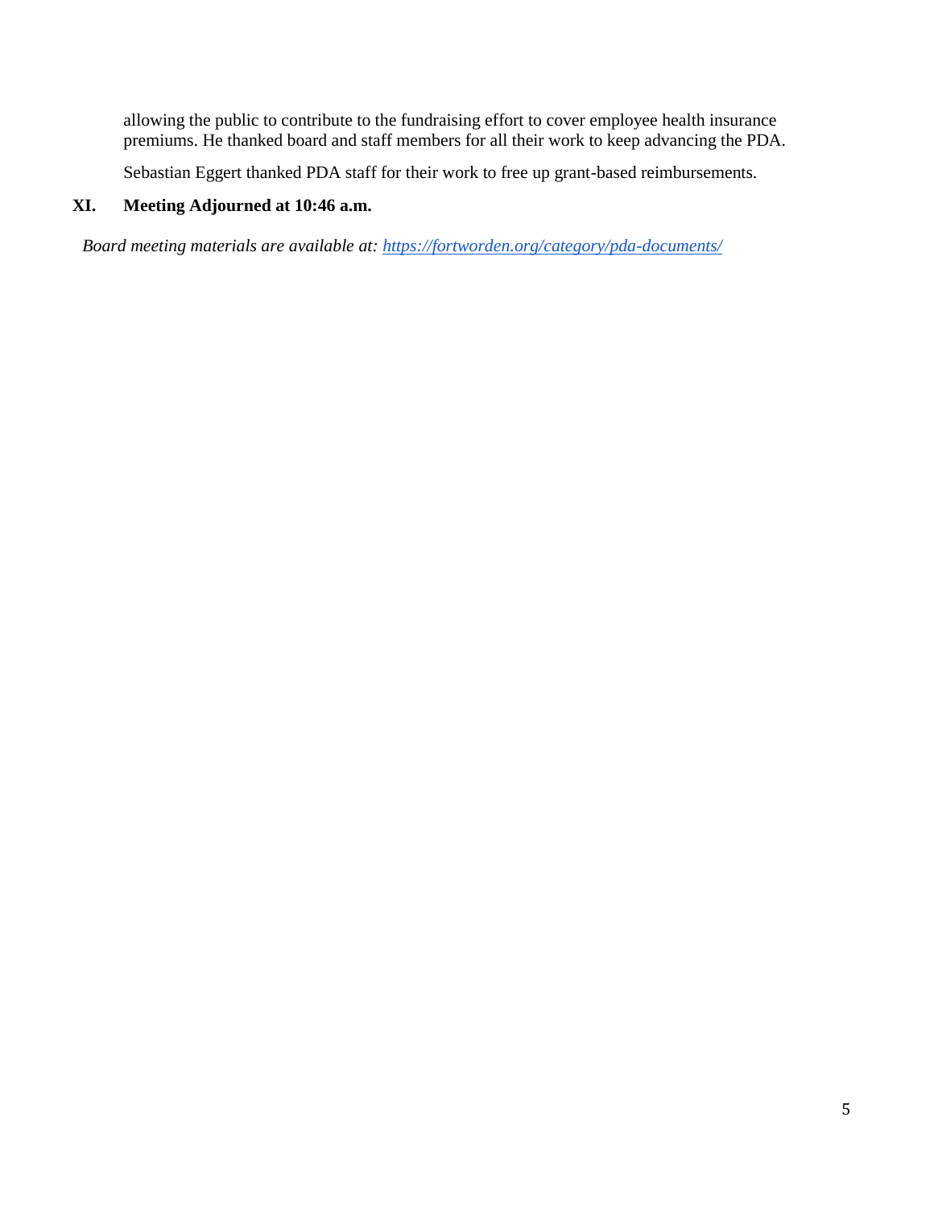allowing the public to contribute to the fundraising effort to cover employee health insurance premiums. He thanked board and staff members for all their work to keep advancing the PDA.

Sebastian Eggert thanked PDA staff for their work to free up grant-based reimbursements.

## XI. Meeting Adjourned at 10:46 a.m.

*Board meeting materials are available at: [https://fortworden.org/category/pda-documents/](https://fortworden.org/category/pda-documents/)*